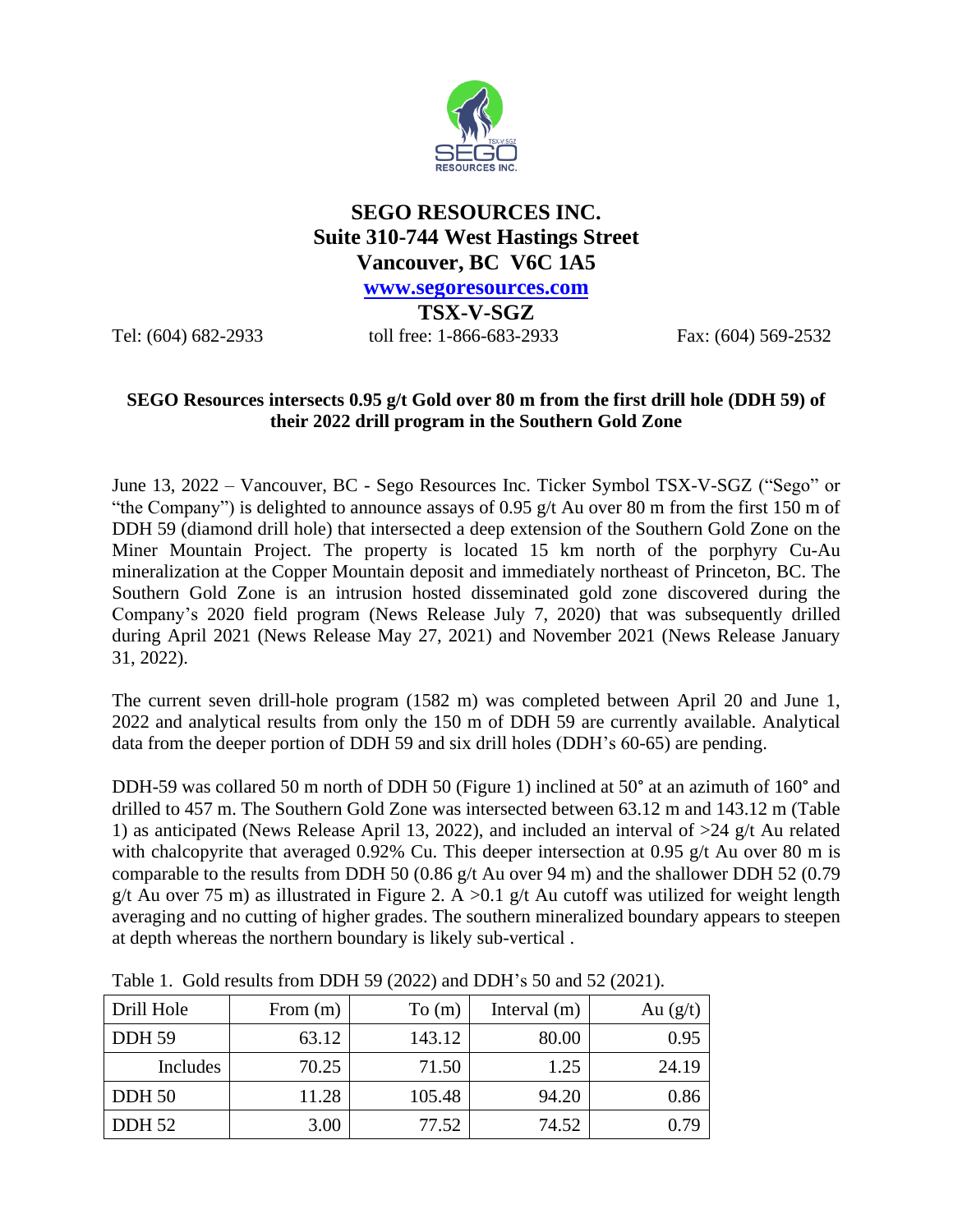# SEGO RESOURCES INC.
## Suite 310-744 West Hastings Street
## Vancouver, BC V6C 1A5

**www.segoresources.com**

**TSX-V-SGZ**

Tel: (604) 682-2933 toll free: 1-866-683-2933 Fax: (604) 569-2532

**SEGO Resources intersects 0.95 g/t Gold over 80 m from the first drill hole (DDH 59) of their 2022 drill program in the Southern Gold Zone**

June 13, 2022 – Vancouver, BC - Sego Resources Inc. Ticker Symbol TSX-V-SGZ ("Sego" or "the Company") is delighted to announce assays of 0.95 g/t Au over 80 m from the first 150 m of DDH 59 (diamond drill hole) that intersected a deep extension of the Southern Gold Zone on the Miner Mountain Project. The property is located 15 km north of the porphyry Cu-Au mineralization at the Copper Mountain deposit and immediately northeast of Princeton, BC. The Southern Gold Zone is an intrusion hosted disseminated gold zone discovered during the Company's 2020 field program (News Release July 7, 2020) that was subsequently drilled during April 2021 (News Release May 27, 2021) and November 2021 (News Release January 31, 2022).

The current seven drill-hole program (1582 m) was completed between April 20 and June 1, 2022 and analytical results from only the 150 m of DDH 59 are currently available. Analytical data from the deeper portion of DDH 59 and six drill holes (DDH's 60-65) are pending.

DDH-59 was collared 50 m north of DDH 50 (Figure 1) inclined at 50° at an azimuth of 160° and drilled to 457 m. The Southern Gold Zone was intersected between 63.12 m and 143.12 m (Table 1) as anticipated (News Release April 13, 2022), and included an interval of >24 g/t Au related with chalcopyrite that averaged 0.92% Cu. This deeper intersection at 0.95 g/t Au over 80 m is comparable to the results from DDH 50 (0.86 g/t Au over 94 m) and the shallower DDH 52 (0.79 g/t Au over 75 m) as illustrated in Figure 2. A >0.1 g/t Au cutoff was utilized for weight length averaging and no cutting of higher grades. The southern mineralized boundary appears to steepen at depth whereas the northern boundary is likely sub-vertical .

Table 1. Gold results from DDH 59 (2022) and DDH's 50 and 52 (2021).

| Drill Hole | From (m) | To (m) | Interval (m) | Au (g/t) |
|---|---|---|---|---|
| DDH 59 | 63.12 | 143.12 | 80.00 | 0.95 |
| Includes | 70.25 | 71.50 | 1.25 | 24.19 |
| DDH 50 | 11.28 | 105.48 | 94.20 | 0.86 |
| DDH 52 | 3.00 | 77.52 | 74.52 | 0.79 |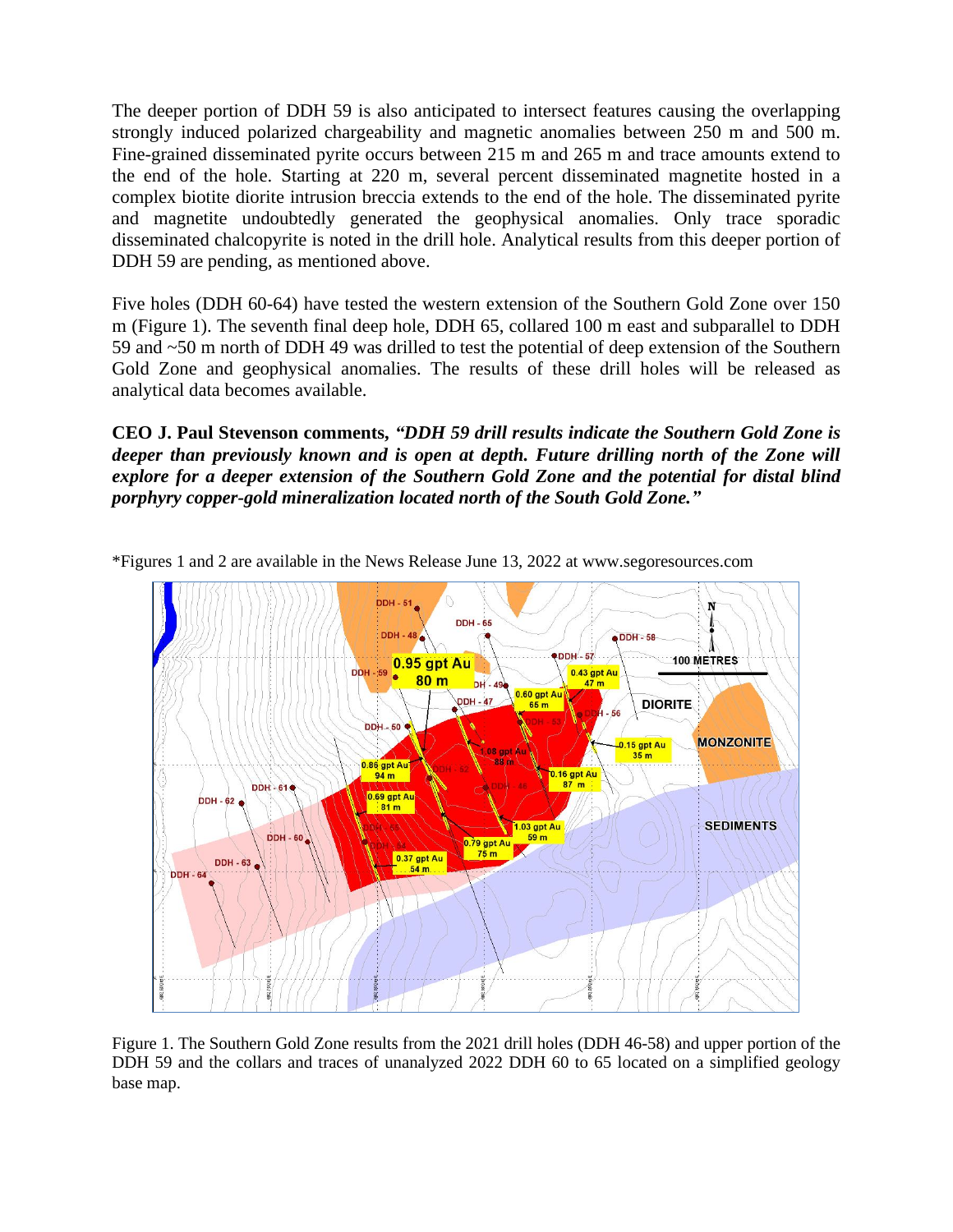The deeper portion of DDH 59 is also anticipated to intersect features causing the overlapping strongly induced polarized chargeability and magnetic anomalies between 250 m and 500 m. Fine-grained disseminated pyrite occurs between 215 m and 265 m and trace amounts extend to the end of the hole. Starting at 220 m, several percent disseminated magnetite hosted in a complex biotite diorite intrusion breccia extends to the end of the hole. The disseminated pyrite and magnetite undoubtedly generated the geophysical anomalies. Only trace sporadic disseminated chalcopyrite is noted in the drill hole. Analytical results from this deeper portion of DDH 59 are pending, as mentioned above.

Five holes (DDH 60-64) have tested the western extension of the Southern Gold Zone over 150 m (Figure 1). The seventh final deep hole, DDH 65, collared 100 m east and subparallel to DDH 59 and ~50 m north of DDH 49 was drilled to test the potential of deep extension of the Southern Gold Zone and geophysical anomalies. The results of these drill holes will be released as analytical data becomes available.

**CEO J. Paul Stevenson comments,** ***"DDH 59 drill results indicate the Southern Gold Zone is deeper than previously known and is open at depth. Future drilling north of the Zone will explore for a deeper extension of the Southern Gold Zone and the potential for distal blind porphyry copper-gold mineralization located north of the South Gold Zone."***

*Figures 1 and 2 are available in the News Release June 13, 2022 at www.segoresources.com

Figure 1. The Southern Gold Zone results from the 2021 drill holes (DDH 46-58) and upper portion of the DDH 59 and the collars and traces of unanalyzed 2022 DDH 60 to 65 located on a simplified geology base map.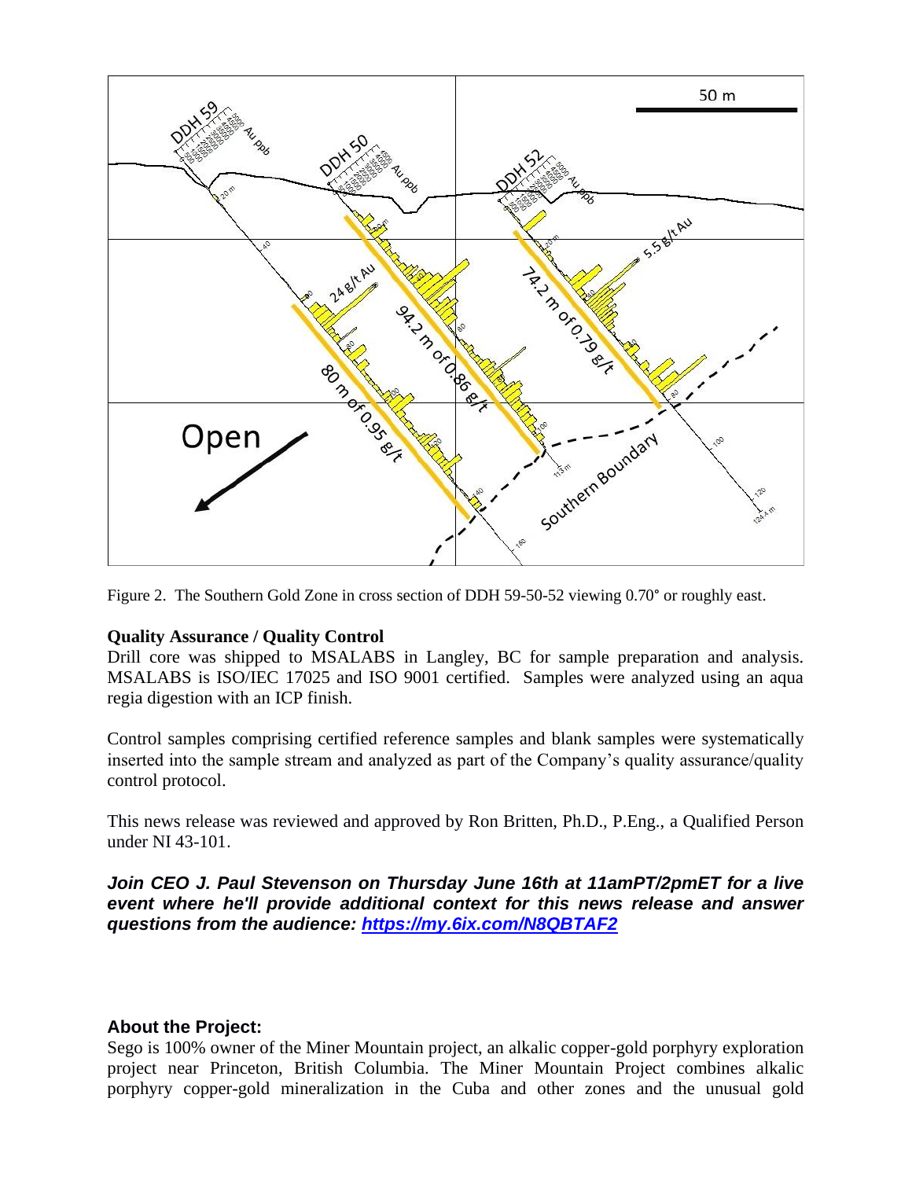Figure 2. The Southern Gold Zone in cross section of DDH 59-50-52 viewing 0.70° or roughly east.

**Quality Assurance / Quality Control**

Drill core was shipped to MSALABS in Langley, BC for sample preparation and analysis. MSALABS is ISO/IEC 17025 and ISO 9001 certified. Samples were analyzed using an aqua regia digestion with an ICP finish.

Control samples comprising certified reference samples and blank samples were systematically inserted into the sample stream and analyzed as part of the Company's quality assurance/quality control protocol.

This news release was reviewed and approved by Ron Britten, Ph.D., P.Eng., a Qualified Person under NI 43-101.

***Join CEO J. Paul Stevenson on Thursday June 16th at 11amPT/2pmET for a live event where he'll provide additional context for this news release and answer questions from the audience: https://my.6ix.com/N8QBTAF2***

### About the Project:

Sego is 100% owner of the Miner Mountain project, an alkalic copper-gold porphyry exploration project near Princeton, British Columbia. The Miner Mountain Project combines alkalic porphyry copper-gold mineralization in the Cuba and other zones and the unusual gold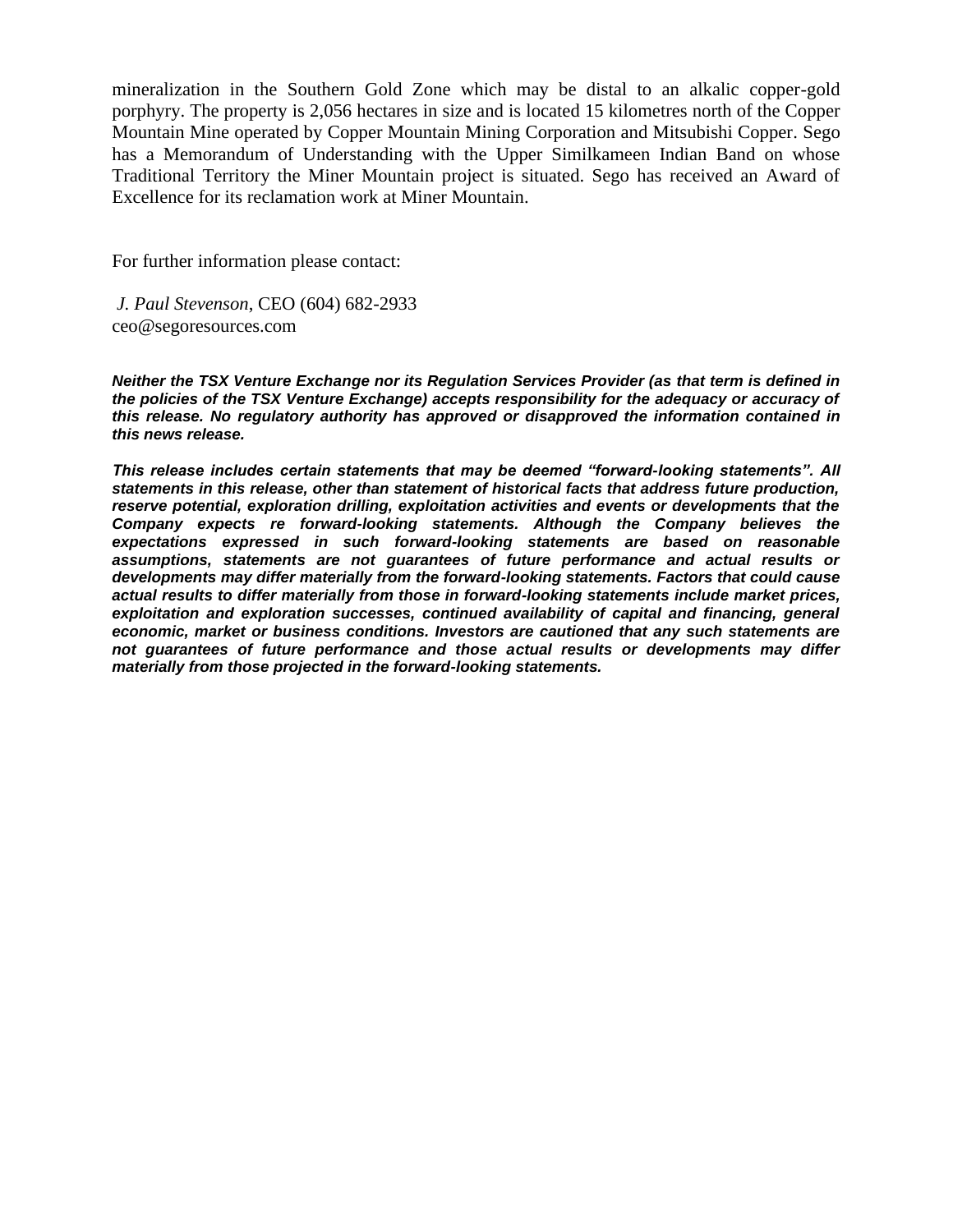mineralization in the Southern Gold Zone which may be distal to an alkalic copper-gold porphyry. The property is 2,056 hectares in size and is located 15 kilometres north of the Copper Mountain Mine operated by Copper Mountain Mining Corporation and Mitsubishi Copper. Sego has a Memorandum of Understanding with the Upper Similkameen Indian Band on whose Traditional Territory the Miner Mountain project is situated. Sego has received an Award of Excellence for its reclamation work at Miner Mountain.

For further information please contact:

*J. Paul Stevenson*, CEO (604) 682-2933
ceo@segoresources.com

***Neither the TSX Venture Exchange nor its Regulation Services Provider (as that term is defined in the policies of the TSX Venture Exchange) accepts responsibility for the adequacy or accuracy of this release. No regulatory authority has approved or disapproved the information contained in this news release.***

***This release includes certain statements that may be deemed "forward-looking statements". All statements in this release, other than statement of historical facts that address future production, reserve potential, exploration drilling, exploitation activities and events or developments that the Company expects re forward-looking statements. Although the Company believes the expectations expressed in such forward-looking statements are based on reasonable assumptions, statements are not guarantees of future performance and actual results or developments may differ materially from the forward-looking statements. Factors that could cause actual results to differ materially from those in forward-looking statements include market prices, exploitation and exploration successes, continued availability of capital and financing, general economic, market or business conditions. Investors are cautioned that any such statements are not guarantees of future performance and those actual results or developments may differ materially from those projected in the forward-looking statements.***